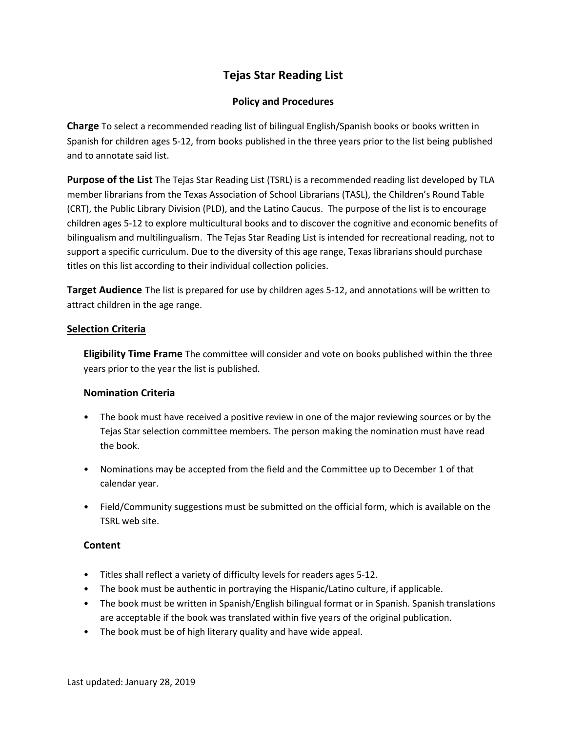# Tejas Star Reading List

## Policy and Procedures

**Charge** To select a recommended reading list of bilingual English/Spanish books or books written in Spanish for children ages 5-12, from books published in the three years prior to the list being published and to annotate said list.

**Purpose of the List** The Tejas Star Reading List (TSRL) is a recommended reading list developed by TLA member librarians from the Texas Association of School Librarians (TASL), the Children's Round Table (CRT), the Public Library Division (PLD), and the Latino Caucus. The purpose of the list is to encourage children ages 5-12 to explore multicultural books and to discover the cognitive and economic benefits of bilingualism and multilingualism. The Tejas Star Reading List is intended for recreational reading, not to support a specific curriculum. Due to the diversity of this age range, Texas librarians should purchase titles on this list according to their individual collection policies.

**Target Audience** The list is prepared for use by children ages 5-12, and annotations will be written to attract children in the age range.

### Selection Criteria

**Eligibility Time Frame** The committee will consider and vote on books published within the three years prior to the year the list is published.

#### Nomination Criteria

- The book must have received a positive review in one of the major reviewing sources or by the Tejas Star selection committee members. The person making the nomination must have read the book.
- Nominations may be accepted from the field and the Committee up to December 1 of that calendar year.
- Field/Community suggestions must be submitted on the official form, which is available on the TSRL web site.

#### Content

- Titles shall reflect a variety of difficulty levels for readers ages 5-12.
- The book must be authentic in portraying the Hispanic/Latino culture, if applicable.
- The book must be written in Spanish/English bilingual format or in Spanish. Spanish translations are acceptable if the book was translated within five years of the original publication.
- The book must be of high literary quality and have wide appeal.

Last updated: January 28, 2019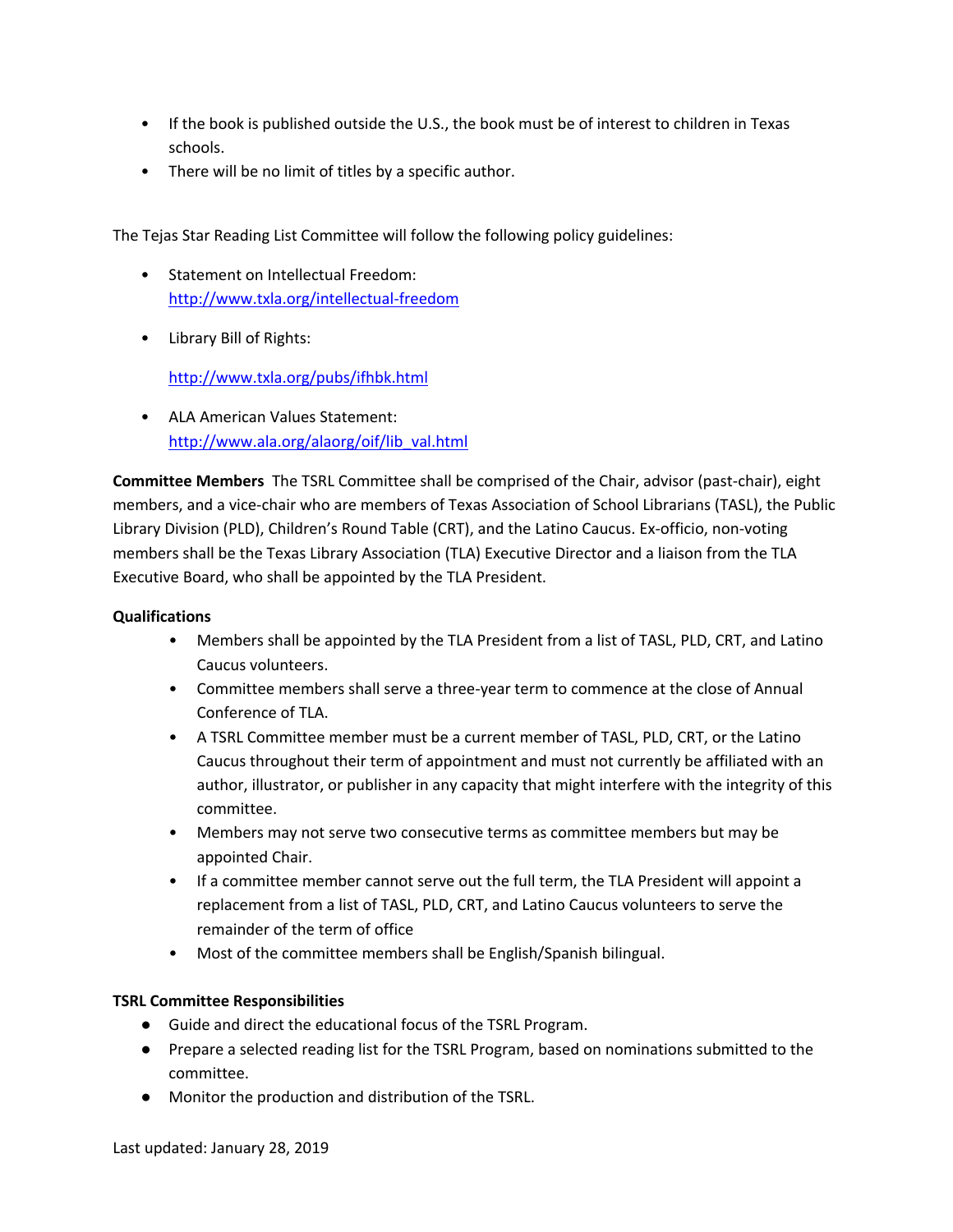- If the book is published outside the U.S., the book must be of interest to children in Texas schools.
- There will be no limit of titles by a specific author.

The Tejas Star Reading List Committee will follow the following policy guidelines:

- Statement on Intellectual Freedom: [http://www.txla.org/intellectual-freedom](http://www.txla.org/intellectual-freedom)
- Library Bill of Rights:

  [http://www.txla.org/pubs/ifhbk.html](http://www.txla.org/pubs/ifhbk.html)
- ALA American Values Statement: [http://www.ala.org/alaorg/oif/lib_val.html](http://www.ala.org/alaorg/oif/lib_val.html)

**Committee Members** The TSRL Committee shall be comprised of the Chair, advisor (past-chair), eight members, and a vice-chair who are members of Texas Association of School Librarians (TASL), the Public Library Division (PLD), Children's Round Table (CRT), and the Latino Caucus. Ex-officio, non-voting members shall be the Texas Library Association (TLA) Executive Director and a liaison from the TLA Executive Board, who shall be appointed by the TLA President.

**Qualifications**

- Members shall be appointed by the TLA President from a list of TASL, PLD, CRT, and Latino Caucus volunteers.
- Committee members shall serve a three-year term to commence at the close of Annual Conference of TLA.
- A TSRL Committee member must be a current member of TASL, PLD, CRT, or the Latino Caucus throughout their term of appointment and must not currently be affiliated with an author, illustrator, or publisher in any capacity that might interfere with the integrity of this committee.
- Members may not serve two consecutive terms as committee members but may be appointed Chair.
- If a committee member cannot serve out the full term, the TLA President will appoint a replacement from a list of TASL, PLD, CRT, and Latino Caucus volunteers to serve the remainder of the term of office
- Most of the committee members shall be English/Spanish bilingual.

**TSRL Committee Responsibilities**

- Guide and direct the educational focus of the TSRL Program.
- Prepare a selected reading list for the TSRL Program, based on nominations submitted to the committee.
- Monitor the production and distribution of the TSRL.

Last updated: January 28, 2019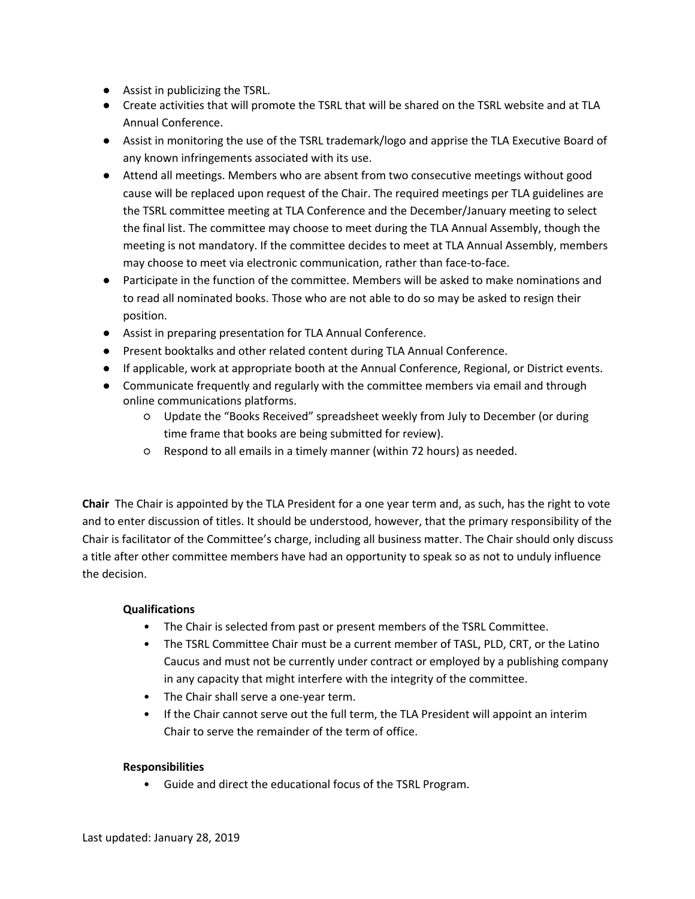- Assist in publicizing the TSRL.
- Create activities that will promote the TSRL that will be shared on the TSRL website and at TLA Annual Conference.
- Assist in monitoring the use of the TSRL trademark/logo and apprise the TLA Executive Board of any known infringements associated with its use.
- Attend all meetings. Members who are absent from two consecutive meetings without good cause will be replaced upon request of the Chair. The required meetings per TLA guidelines are the TSRL committee meeting at TLA Conference and the December/January meeting to select the final list. The committee may choose to meet during the TLA Annual Assembly, though the meeting is not mandatory. If the committee decides to meet at TLA Annual Assembly, members may choose to meet via electronic communication, rather than face-to-face.
- Participate in the function of the committee. Members will be asked to make nominations and to read all nominated books. Those who are not able to do so may be asked to resign their position.
- Assist in preparing presentation for TLA Annual Conference.
- Present booktalks and other related content during TLA Annual Conference.
- If applicable, work at appropriate booth at the Annual Conference, Regional, or District events.
- Communicate frequently and regularly with the committee members via email and through online communications platforms.
    - Update the "Books Received" spreadsheet weekly from July to December (or during time frame that books are being submitted for review).
    - Respond to all emails in a timely manner (within 72 hours) as needed.

**Chair** The Chair is appointed by the TLA President for a one year term and, as such, has the right to vote and to enter discussion of titles. It should be understood, however, that the primary responsibility of the Chair is facilitator of the Committee's charge, including all business matter. The Chair should only discuss a title after other committee members have had an opportunity to speak so as not to unduly influence the decision.

**Qualifications**

- The Chair is selected from past or present members of the TSRL Committee.
- The TSRL Committee Chair must be a current member of TASL, PLD, CRT, or the Latino Caucus and must not be currently under contract or employed by a publishing company in any capacity that might interfere with the integrity of the committee.
- The Chair shall serve a one-year term.
- If the Chair cannot serve out the full term, the TLA President will appoint an interim Chair to serve the remainder of the term of office.

**Responsibilities**

- Guide and direct the educational focus of the TSRL Program.

Last updated: January 28, 2019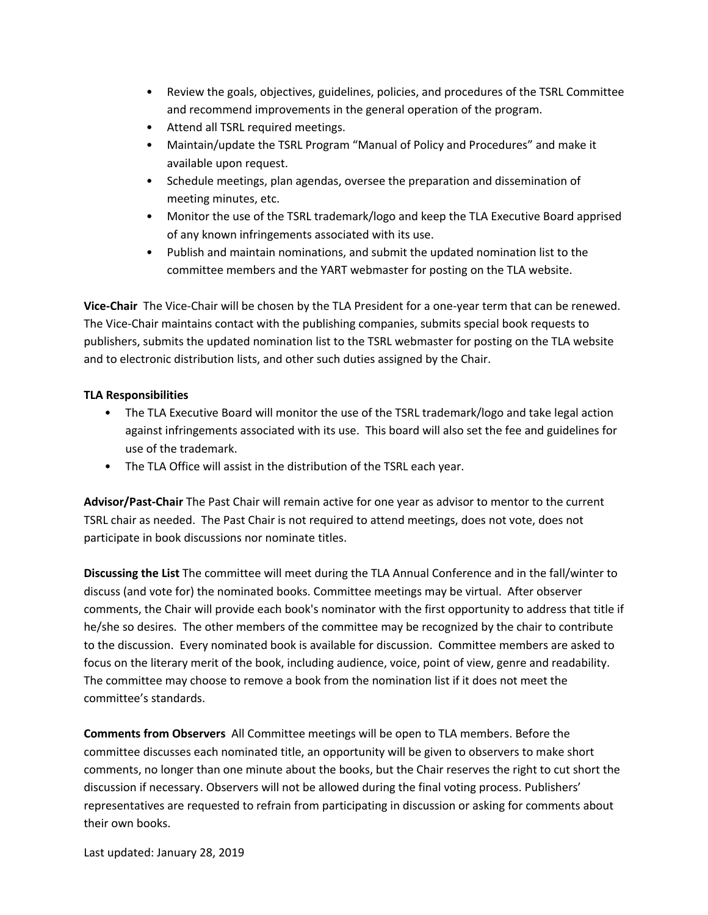- Review the goals, objectives, guidelines, policies, and procedures of the TSRL Committee and recommend improvements in the general operation of the program.
- Attend all TSRL required meetings.
- Maintain/update the TSRL Program "Manual of Policy and Procedures" and make it available upon request.
- Schedule meetings, plan agendas, oversee the preparation and dissemination of meeting minutes, etc.
- Monitor the use of the TSRL trademark/logo and keep the TLA Executive Board apprised of any known infringements associated with its use.
- Publish and maintain nominations, and submit the updated nomination list to the committee members and the YART webmaster for posting on the TLA website.

**Vice-Chair** The Vice-Chair will be chosen by the TLA President for a one-year term that can be renewed. The Vice-Chair maintains contact with the publishing companies, submits special book requests to publishers, submits the updated nomination list to the TSRL webmaster for posting on the TLA website and to electronic distribution lists, and other such duties assigned by the Chair.

**TLA Responsibilities**

- The TLA Executive Board will monitor the use of the TSRL trademark/logo and take legal action against infringements associated with its use. This board will also set the fee and guidelines for use of the trademark.
- The TLA Office will assist in the distribution of the TSRL each year.

**Advisor/Past-Chair** The Past Chair will remain active for one year as advisor to mentor to the current TSRL chair as needed. The Past Chair is not required to attend meetings, does not vote, does not participate in book discussions nor nominate titles.

**Discussing the List** The committee will meet during the TLA Annual Conference and in the fall/winter to discuss (and vote for) the nominated books. Committee meetings may be virtual. After observer comments, the Chair will provide each book's nominator with the first opportunity to address that title if he/she so desires. The other members of the committee may be recognized by the chair to contribute to the discussion. Every nominated book is available for discussion. Committee members are asked to focus on the literary merit of the book, including audience, voice, point of view, genre and readability. The committee may choose to remove a book from the nomination list if it does not meet the committee's standards.

**Comments from Observers** All Committee meetings will be open to TLA members. Before the committee discusses each nominated title, an opportunity will be given to observers to make short comments, no longer than one minute about the books, but the Chair reserves the right to cut short the discussion if necessary. Observers will not be allowed during the final voting process. Publishers' representatives are requested to refrain from participating in discussion or asking for comments about their own books.

Last updated: January 28, 2019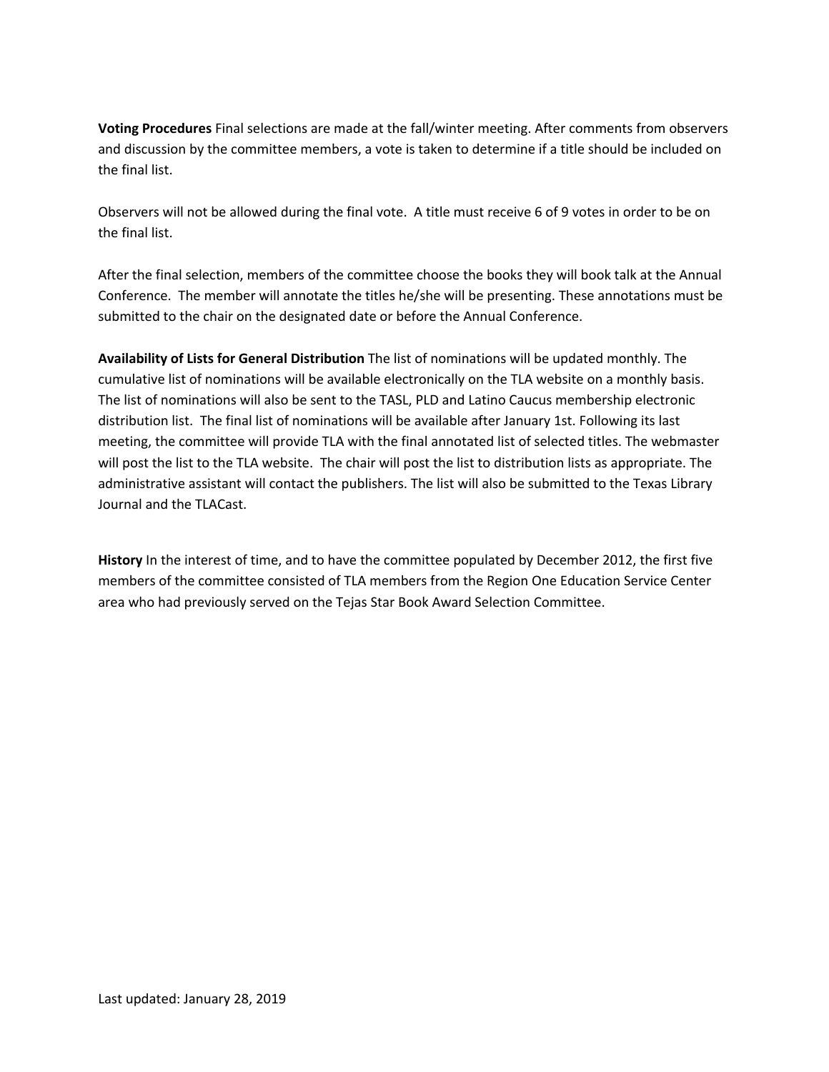**Voting Procedures** Final selections are made at the fall/winter meeting. After comments from observers and discussion by the committee members, a vote is taken to determine if a title should be included on the final list.

Observers will not be allowed during the final vote. A title must receive 6 of 9 votes in order to be on the final list.

After the final selection, members of the committee choose the books they will book talk at the Annual Conference. The member will annotate the titles he/she will be presenting. These annotations must be submitted to the chair on the designated date or before the Annual Conference.

**Availability of Lists for General Distribution** The list of nominations will be updated monthly. The cumulative list of nominations will be available electronically on the TLA website on a monthly basis. The list of nominations will also be sent to the TASL, PLD and Latino Caucus membership electronic distribution list. The final list of nominations will be available after January 1st. Following its last meeting, the committee will provide TLA with the final annotated list of selected titles. The webmaster will post the list to the TLA website. The chair will post the list to distribution lists as appropriate. The administrative assistant will contact the publishers. The list will also be submitted to the Texas Library Journal and the TLACast.

**History** In the interest of time, and to have the committee populated by December 2012, the first five members of the committee consisted of TLA members from the Region One Education Service Center area who had previously served on the Tejas Star Book Award Selection Committee.

Last updated: January 28, 2019